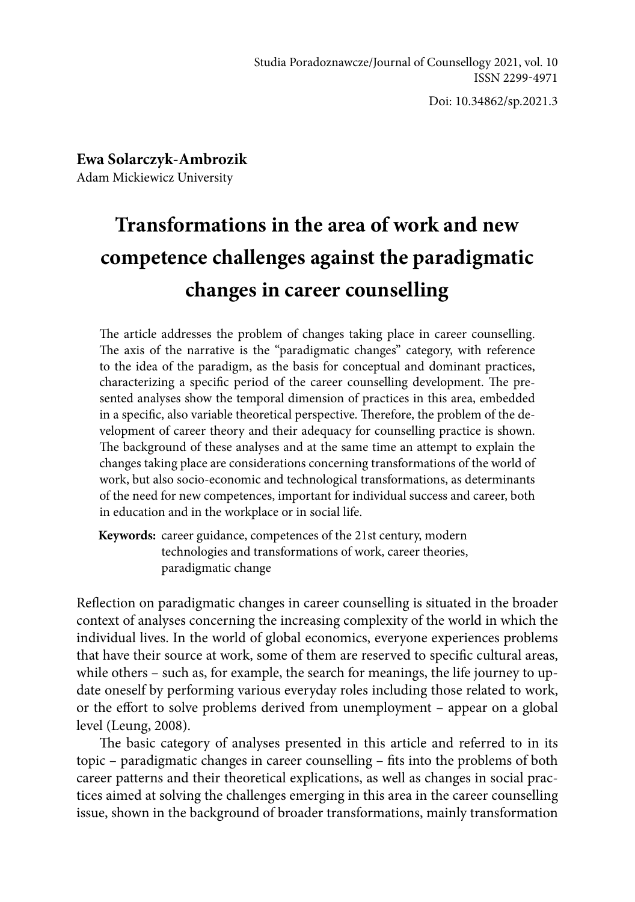Studia Poradoznawcze/Journal of Counsellogy 2021, vol. 10
ISSN 2299-4971

Doi: 10.34862/sp.2021.3

**Ewa Solarczyk-Ambrozik**
Adam Mickiewicz University

# Transformations in the area of work and new competence challenges against the paradigmatic changes in career counselling

The article addresses the problem of changes taking place in career counselling. The axis of the narrative is the "paradigmatic changes" category, with reference to the idea of the paradigm, as the basis for conceptual and dominant practices, characterizing a specific period of the career counselling development. The presented analyses show the temporal dimension of practices in this area, embedded in a specific, also variable theoretical perspective. Therefore, the problem of the development of career theory and their adequacy for counselling practice is shown. The background of these analyses and at the same time an attempt to explain the changes taking place are considerations concerning transformations of the world of work, but also socio-economic and technological transformations, as determinants of the need for new competences, important for individual success and career, both in education and in the workplace or in social life.

**Keywords:** career guidance, competences of the 21st century, modern technologies and transformations of work, career theories, paradigmatic change

Reflection on paradigmatic changes in career counselling is situated in the broader context of analyses concerning the increasing complexity of the world in which the individual lives. In the world of global economics, everyone experiences problems that have their source at work, some of them are reserved to specific cultural areas, while others – such as, for example, the search for meanings, the life journey to update oneself by performing various everyday roles including those related to work, or the effort to solve problems derived from unemployment – appear on a global level (Leung, 2008).

The basic category of analyses presented in this article and referred to in its topic – paradigmatic changes in career counselling – fits into the problems of both career patterns and their theoretical explications, as well as changes in social practices aimed at solving the challenges emerging in this area in the career counselling issue, shown in the background of broader transformations, mainly transformation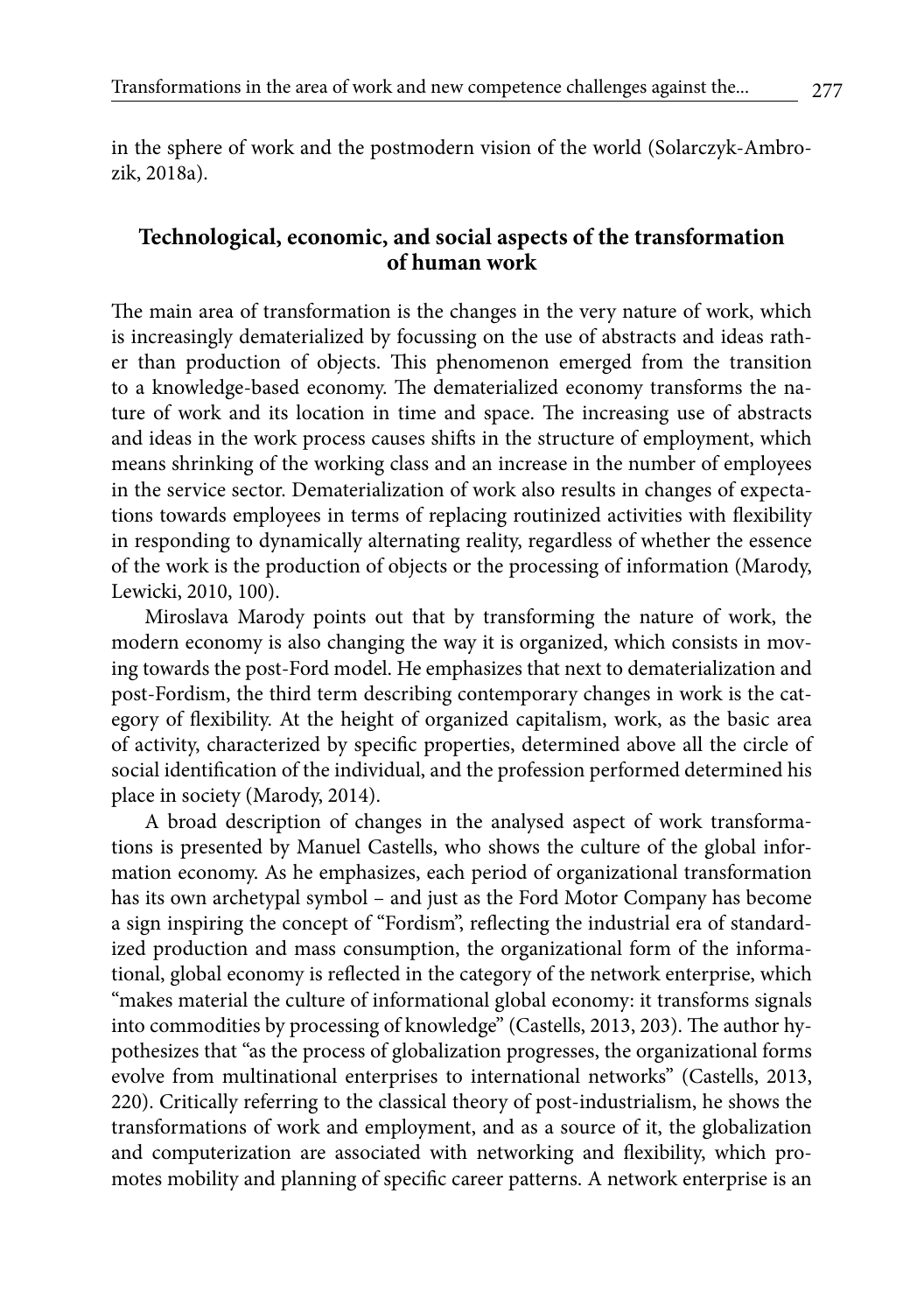in the sphere of work and the postmodern vision of the world (Solarczyk-Ambrozik, 2018a).

## Technological, economic, and social aspects of the transformation of human work

The main area of transformation is the changes in the very nature of work, which is increasingly dematerialized by focussing on the use of abstracts and ideas rather than production of objects. This phenomenon emerged from the transition to a knowledge-based economy. The dematerialized economy transforms the nature of work and its location in time and space. The increasing use of abstracts and ideas in the work process causes shifts in the structure of employment, which means shrinking of the working class and an increase in the number of employees in the service sector. Dematerialization of work also results in changes of expectations towards employees in terms of replacing routinized activities with flexibility in responding to dynamically alternating reality, regardless of whether the essence of the work is the production of objects or the processing of information (Marody, Lewicki, 2010, 100).

Miroslava Marody points out that by transforming the nature of work, the modern economy is also changing the way it is organized, which consists in moving towards the post-Ford model. He emphasizes that next to dematerialization and post-Fordism, the third term describing contemporary changes in work is the category of flexibility. At the height of organized capitalism, work, as the basic area of activity, characterized by specific properties, determined above all the circle of social identification of the individual, and the profession performed determined his place in society (Marody, 2014).

A broad description of changes in the analysed aspect of work transformations is presented by Manuel Castells, who shows the culture of the global information economy. As he emphasizes, each period of organizational transformation has its own archetypal symbol – and just as the Ford Motor Company has become a sign inspiring the concept of "Fordism", reflecting the industrial era of standardized production and mass consumption, the organizational form of the informational, global economy is reflected in the category of the network enterprise, which "makes material the culture of informational global economy: it transforms signals into commodities by processing of knowledge" (Castells, 2013, 203). The author hypothesizes that "as the process of globalization progresses, the organizational forms evolve from multinational enterprises to international networks" (Castells, 2013, 220). Critically referring to the classical theory of post-industrialism, he shows the transformations of work and employment, and as a source of it, the globalization and computerization are associated with networking and flexibility, which promotes mobility and planning of specific career patterns. A network enterprise is an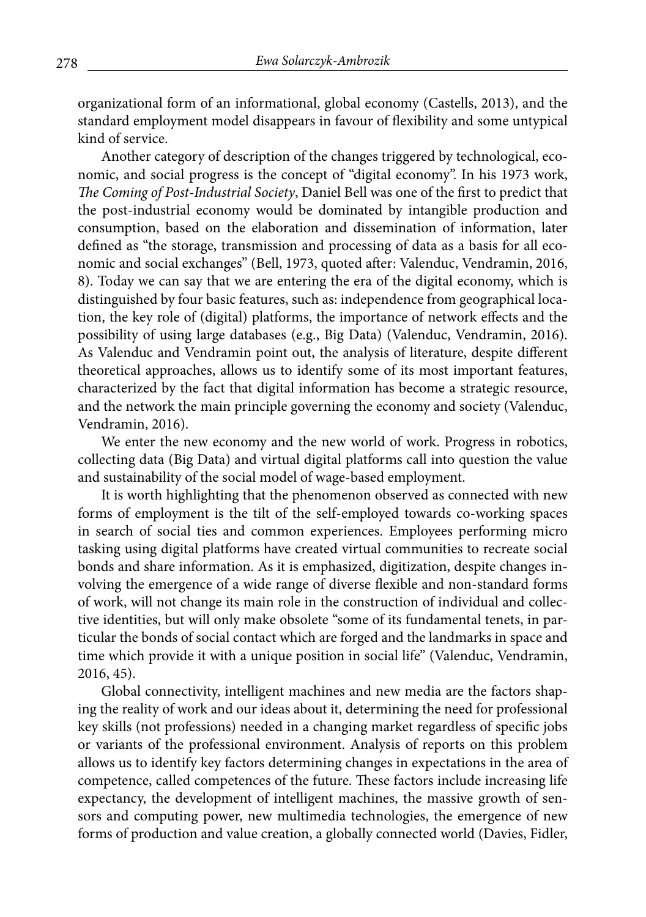organizational form of an informational, global economy (Castells, 2013), and the standard employment model disappears in favour of flexibility and some untypical kind of service.

Another category of description of the changes triggered by technological, economic, and social progress is the concept of "digital economy". In his 1973 work, *The Coming of Post-Industrial Society*, Daniel Bell was one of the first to predict that the post-industrial economy would be dominated by intangible production and consumption, based on the elaboration and dissemination of information, later defined as "the storage, transmission and processing of data as a basis for all economic and social exchanges" (Bell, 1973, quoted after: Valenduc, Vendramin, 2016, 8). Today we can say that we are entering the era of the digital economy, which is distinguished by four basic features, such as: independence from geographical location, the key role of (digital) platforms, the importance of network effects and the possibility of using large databases (e.g., Big Data) (Valenduc, Vendramin, 2016). As Valenduc and Vendramin point out, the analysis of literature, despite different theoretical approaches, allows us to identify some of its most important features, characterized by the fact that digital information has become a strategic resource, and the network the main principle governing the economy and society (Valenduc, Vendramin, 2016).

We enter the new economy and the new world of work. Progress in robotics, collecting data (Big Data) and virtual digital platforms call into question the value and sustainability of the social model of wage-based employment.

It is worth highlighting that the phenomenon observed as connected with new forms of employment is the tilt of the self-employed towards co-working spaces in search of social ties and common experiences. Employees performing micro tasking using digital platforms have created virtual communities to recreate social bonds and share information. As it is emphasized, digitization, despite changes involving the emergence of a wide range of diverse flexible and non-standard forms of work, will not change its main role in the construction of individual and collective identities, but will only make obsolete "some of its fundamental tenets, in particular the bonds of social contact which are forged and the landmarks in space and time which provide it with a unique position in social life" (Valenduc, Vendramin, 2016, 45).

Global connectivity, intelligent machines and new media are the factors shaping the reality of work and our ideas about it, determining the need for professional key skills (not professions) needed in a changing market regardless of specific jobs or variants of the professional environment. Analysis of reports on this problem allows us to identify key factors determining changes in expectations in the area of competence, called competences of the future. These factors include increasing life expectancy, the development of intelligent machines, the massive growth of sensors and computing power, new multimedia technologies, the emergence of new forms of production and value creation, a globally connected world (Davies, Fidler,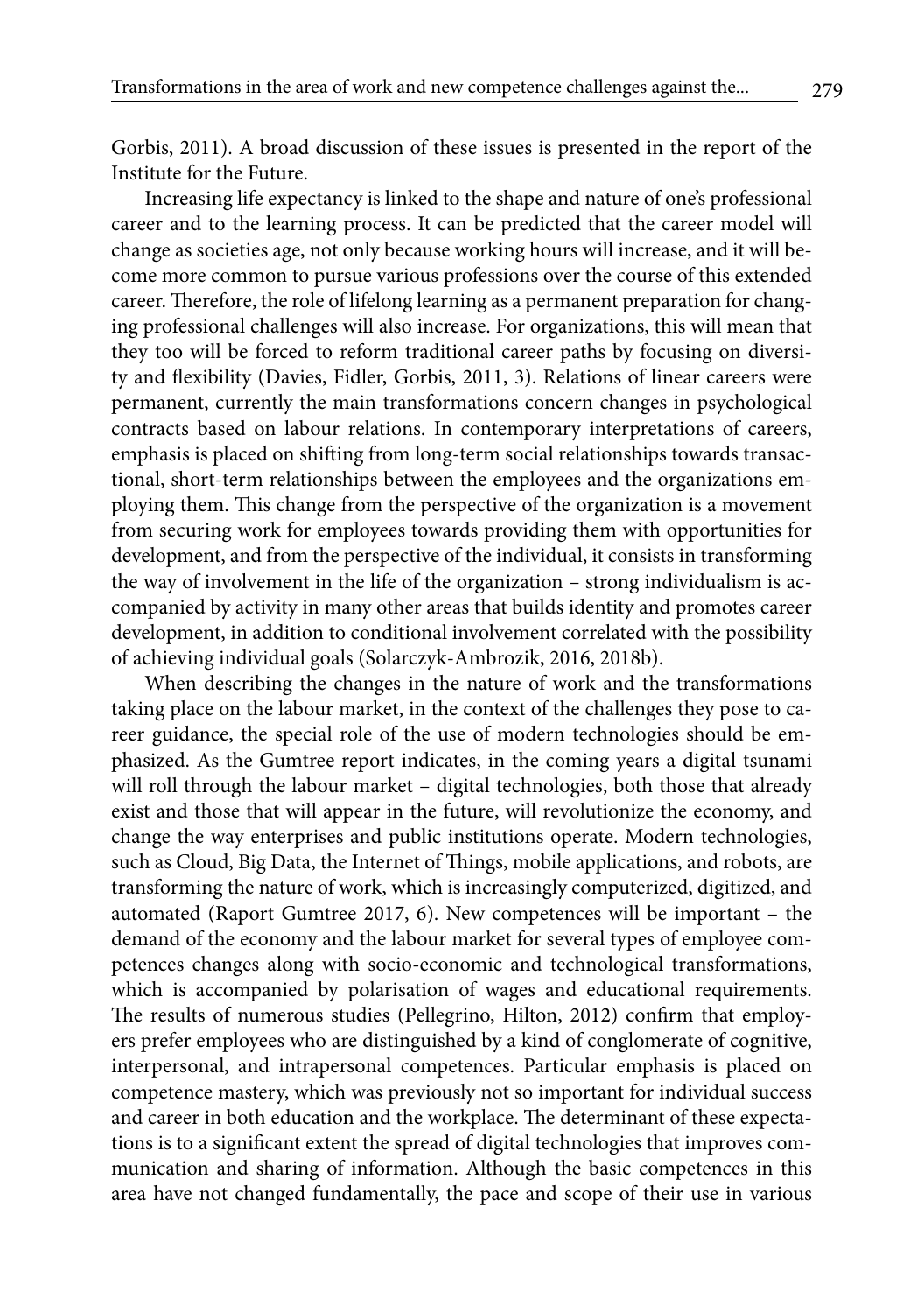Gorbis, 2011). A broad discussion of these issues is presented in the report of the Institute for the Future.

Increasing life expectancy is linked to the shape and nature of one's professional career and to the learning process. It can be predicted that the career model will change as societies age, not only because working hours will increase, and it will become more common to pursue various professions over the course of this extended career. Therefore, the role of lifelong learning as a permanent preparation for changing professional challenges will also increase. For organizations, this will mean that they too will be forced to reform traditional career paths by focusing on diversity and flexibility (Davies, Fidler, Gorbis, 2011, 3). Relations of linear careers were permanent, currently the main transformations concern changes in psychological contracts based on labour relations. In contemporary interpretations of careers, emphasis is placed on shifting from long-term social relationships towards transactional, short-term relationships between the employees and the organizations employing them. This change from the perspective of the organization is a movement from securing work for employees towards providing them with opportunities for development, and from the perspective of the individual, it consists in transforming the way of involvement in the life of the organization – strong individualism is accompanied by activity in many other areas that builds identity and promotes career development, in addition to conditional involvement correlated with the possibility of achieving individual goals (Solarczyk-Ambrozik, 2016, 2018b).

When describing the changes in the nature of work and the transformations taking place on the labour market, in the context of the challenges they pose to career guidance, the special role of the use of modern technologies should be emphasized. As the Gumtree report indicates, in the coming years a digital tsunami will roll through the labour market – digital technologies, both those that already exist and those that will appear in the future, will revolutionize the economy, and change the way enterprises and public institutions operate. Modern technologies, such as Cloud, Big Data, the Internet of Things, mobile applications, and robots, are transforming the nature of work, which is increasingly computerized, digitized, and automated (Raport Gumtree 2017, 6). New competences will be important – the demand of the economy and the labour market for several types of employee competences changes along with socio-economic and technological transformations, which is accompanied by polarisation of wages and educational requirements. The results of numerous studies (Pellegrino, Hilton, 2012) confirm that employers prefer employees who are distinguished by a kind of conglomerate of cognitive, interpersonal, and intrapersonal competences. Particular emphasis is placed on competence mastery, which was previously not so important for individual success and career in both education and the workplace. The determinant of these expectations is to a significant extent the spread of digital technologies that improves communication and sharing of information. Although the basic competences in this area have not changed fundamentally, the pace and scope of their use in various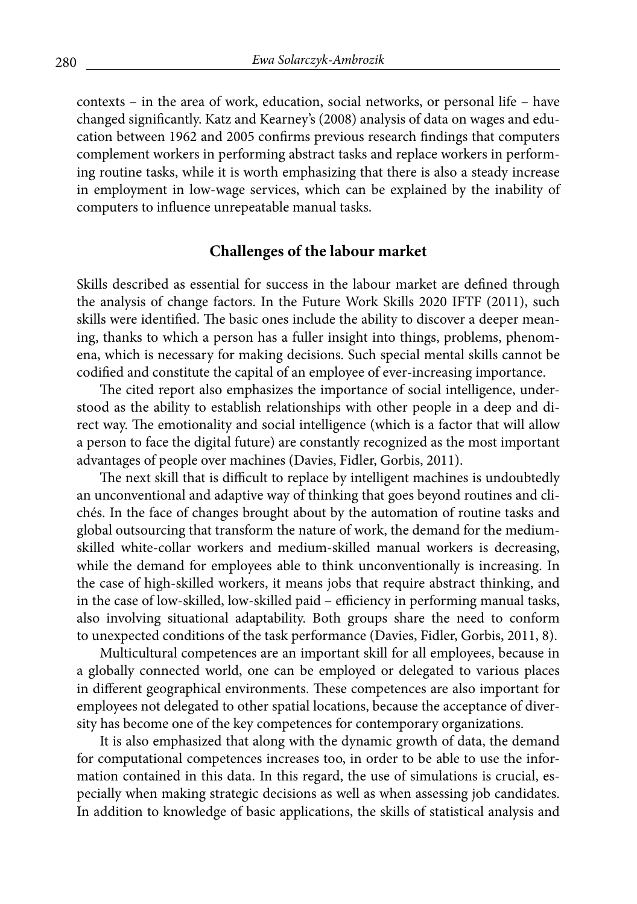contexts – in the area of work, education, social networks, or personal life – have changed significantly. Katz and Kearney's (2008) analysis of data on wages and education between 1962 and 2005 confirms previous research findings that computers complement workers in performing abstract tasks and replace workers in performing routine tasks, while it is worth emphasizing that there is also a steady increase in employment in low-wage services, which can be explained by the inability of computers to influence unrepeatable manual tasks.

## Challenges of the labour market

Skills described as essential for success in the labour market are defined through the analysis of change factors. In the Future Work Skills 2020 IFTF (2011), such skills were identified. The basic ones include the ability to discover a deeper meaning, thanks to which a person has a fuller insight into things, problems, phenomena, which is necessary for making decisions. Such special mental skills cannot be codified and constitute the capital of an employee of ever-increasing importance.

The cited report also emphasizes the importance of social intelligence, understood as the ability to establish relationships with other people in a deep and direct way. The emotionality and social intelligence (which is a factor that will allow a person to face the digital future) are constantly recognized as the most important advantages of people over machines (Davies, Fidler, Gorbis, 2011).

The next skill that is difficult to replace by intelligent machines is undoubtedly an unconventional and adaptive way of thinking that goes beyond routines and clichés. In the face of changes brought about by the automation of routine tasks and global outsourcing that transform the nature of work, the demand for the medium-skilled white-collar workers and medium-skilled manual workers is decreasing, while the demand for employees able to think unconventionally is increasing. In the case of high-skilled workers, it means jobs that require abstract thinking, and in the case of low-skilled, low-skilled paid – efficiency in performing manual tasks, also involving situational adaptability. Both groups share the need to conform to unexpected conditions of the task performance (Davies, Fidler, Gorbis, 2011, 8).

Multicultural competences are an important skill for all employees, because in a globally connected world, one can be employed or delegated to various places in different geographical environments. These competences are also important for employees not delegated to other spatial locations, because the acceptance of diversity has become one of the key competences for contemporary organizations.

It is also emphasized that along with the dynamic growth of data, the demand for computational competences increases too, in order to be able to use the information contained in this data. In this regard, the use of simulations is crucial, especially when making strategic decisions as well as when assessing job candidates. In addition to knowledge of basic applications, the skills of statistical analysis and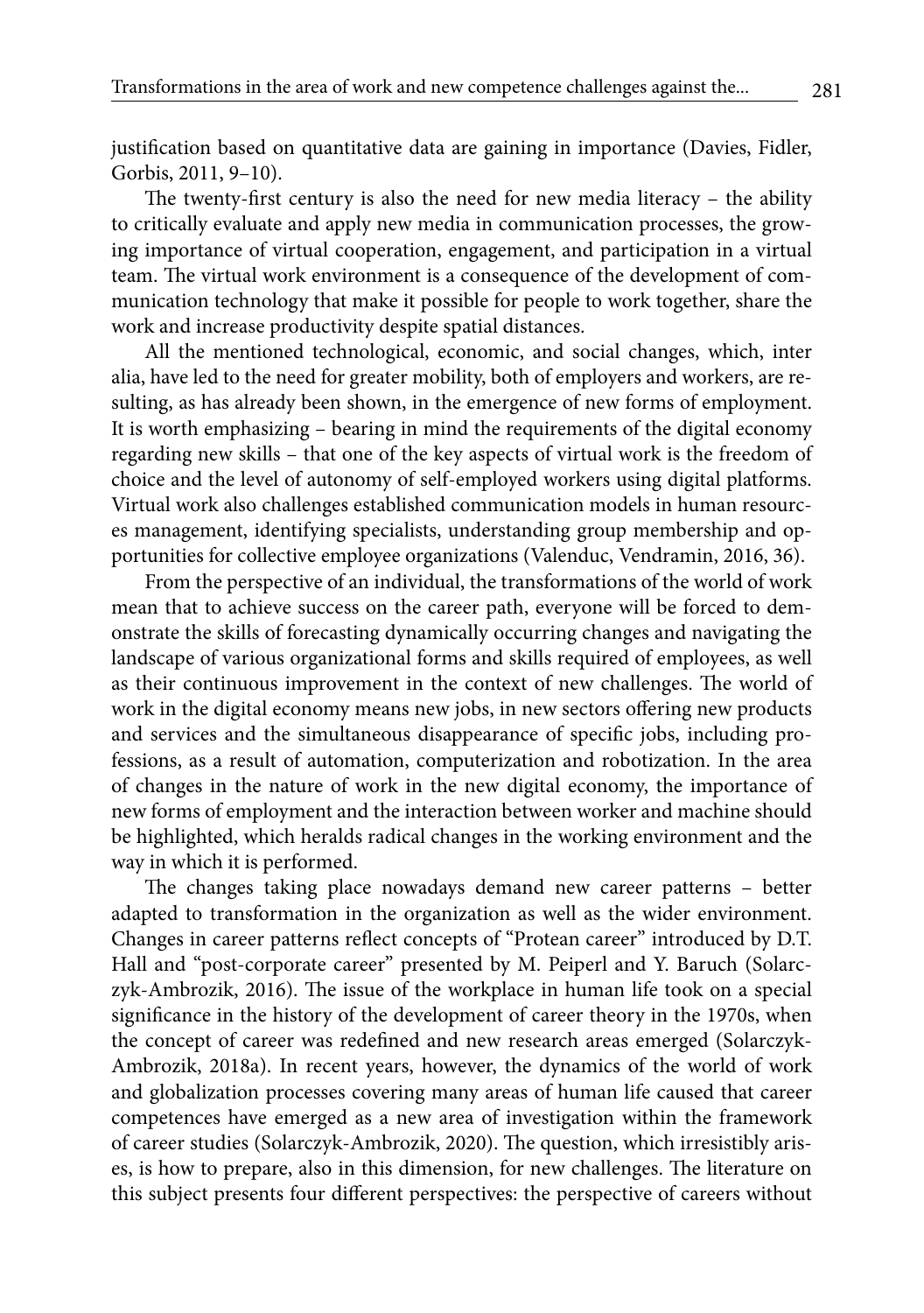justification based on quantitative data are gaining in importance (Davies, Fidler, Gorbis, 2011, 9–10).

The twenty-first century is also the need for new media literacy – the ability to critically evaluate and apply new media in communication processes, the growing importance of virtual cooperation, engagement, and participation in a virtual team. The virtual work environment is a consequence of the development of communication technology that make it possible for people to work together, share the work and increase productivity despite spatial distances.

All the mentioned technological, economic, and social changes, which, inter alia, have led to the need for greater mobility, both of employers and workers, are resulting, as has already been shown, in the emergence of new forms of employment. It is worth emphasizing – bearing in mind the requirements of the digital economy regarding new skills – that one of the key aspects of virtual work is the freedom of choice and the level of autonomy of self-employed workers using digital platforms. Virtual work also challenges established communication models in human resources management, identifying specialists, understanding group membership and opportunities for collective employee organizations (Valenduc, Vendramin, 2016, 36).

From the perspective of an individual, the transformations of the world of work mean that to achieve success on the career path, everyone will be forced to demonstrate the skills of forecasting dynamically occurring changes and navigating the landscape of various organizational forms and skills required of employees, as well as their continuous improvement in the context of new challenges. The world of work in the digital economy means new jobs, in new sectors offering new products and services and the simultaneous disappearance of specific jobs, including professions, as a result of automation, computerization and robotization. In the area of changes in the nature of work in the new digital economy, the importance of new forms of employment and the interaction between worker and machine should be highlighted, which heralds radical changes in the working environment and the way in which it is performed.

The changes taking place nowadays demand new career patterns – better adapted to transformation in the organization as well as the wider environment. Changes in career patterns reflect concepts of "Protean career" introduced by D.T. Hall and "post-corporate career" presented by M. Peiperl and Y. Baruch (Solarczyk-Ambrozik, 2016). The issue of the workplace in human life took on a special significance in the history of the development of career theory in the 1970s, when the concept of career was redefined and new research areas emerged (Solarczyk-Ambrozik, 2018a). In recent years, however, the dynamics of the world of work and globalization processes covering many areas of human life caused that career competences have emerged as a new area of investigation within the framework of career studies (Solarczyk-Ambrozik, 2020). The question, which irresistibly arises, is how to prepare, also in this dimension, for new challenges. The literature on this subject presents four different perspectives: the perspective of careers without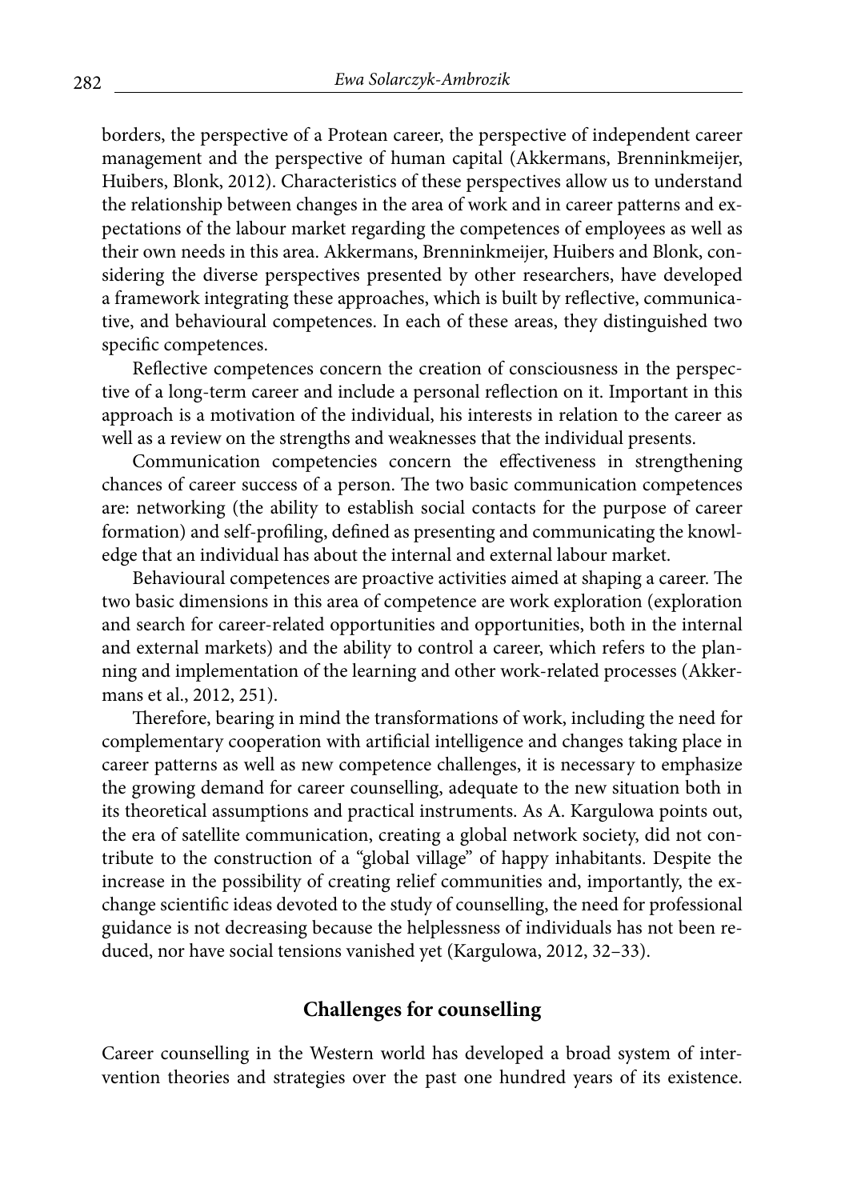borders, the perspective of a Protean career, the perspective of independent career management and the perspective of human capital (Akkermans, Brenninkmeijer, Huibers, Blonk, 2012). Characteristics of these perspectives allow us to understand the relationship between changes in the area of work and in career patterns and expectations of the labour market regarding the competences of employees as well as their own needs in this area. Akkermans, Brenninkmeijer, Huibers and Blonk, considering the diverse perspectives presented by other researchers, have developed a framework integrating these approaches, which is built by reflective, communicative, and behavioural competences. In each of these areas, they distinguished two specific competences.

Reflective competences concern the creation of consciousness in the perspective of a long-term career and include a personal reflection on it. Important in this approach is a motivation of the individual, his interests in relation to the career as well as a review on the strengths and weaknesses that the individual presents.

Communication competencies concern the effectiveness in strengthening chances of career success of a person. The two basic communication competences are: networking (the ability to establish social contacts for the purpose of career formation) and self-profiling, defined as presenting and communicating the knowledge that an individual has about the internal and external labour market.

Behavioural competences are proactive activities aimed at shaping a career. The two basic dimensions in this area of competence are work exploration (exploration and search for career-related opportunities and opportunities, both in the internal and external markets) and the ability to control a career, which refers to the planning and implementation of the learning and other work-related processes (Akkermans et al., 2012, 251).

Therefore, bearing in mind the transformations of work, including the need for complementary cooperation with artificial intelligence and changes taking place in career patterns as well as new competence challenges, it is necessary to emphasize the growing demand for career counselling, adequate to the new situation both in its theoretical assumptions and practical instruments. As A. Kargulowa points out, the era of satellite communication, creating a global network society, did not contribute to the construction of a "global village" of happy inhabitants. Despite the increase in the possibility of creating relief communities and, importantly, the exchange scientific ideas devoted to the study of counselling, the need for professional guidance is not decreasing because the helplessness of individuals has not been reduced, nor have social tensions vanished yet (Kargulowa, 2012, 32–33).

## Challenges for counselling

Career counselling in the Western world has developed a broad system of intervention theories and strategies over the past one hundred years of its existence.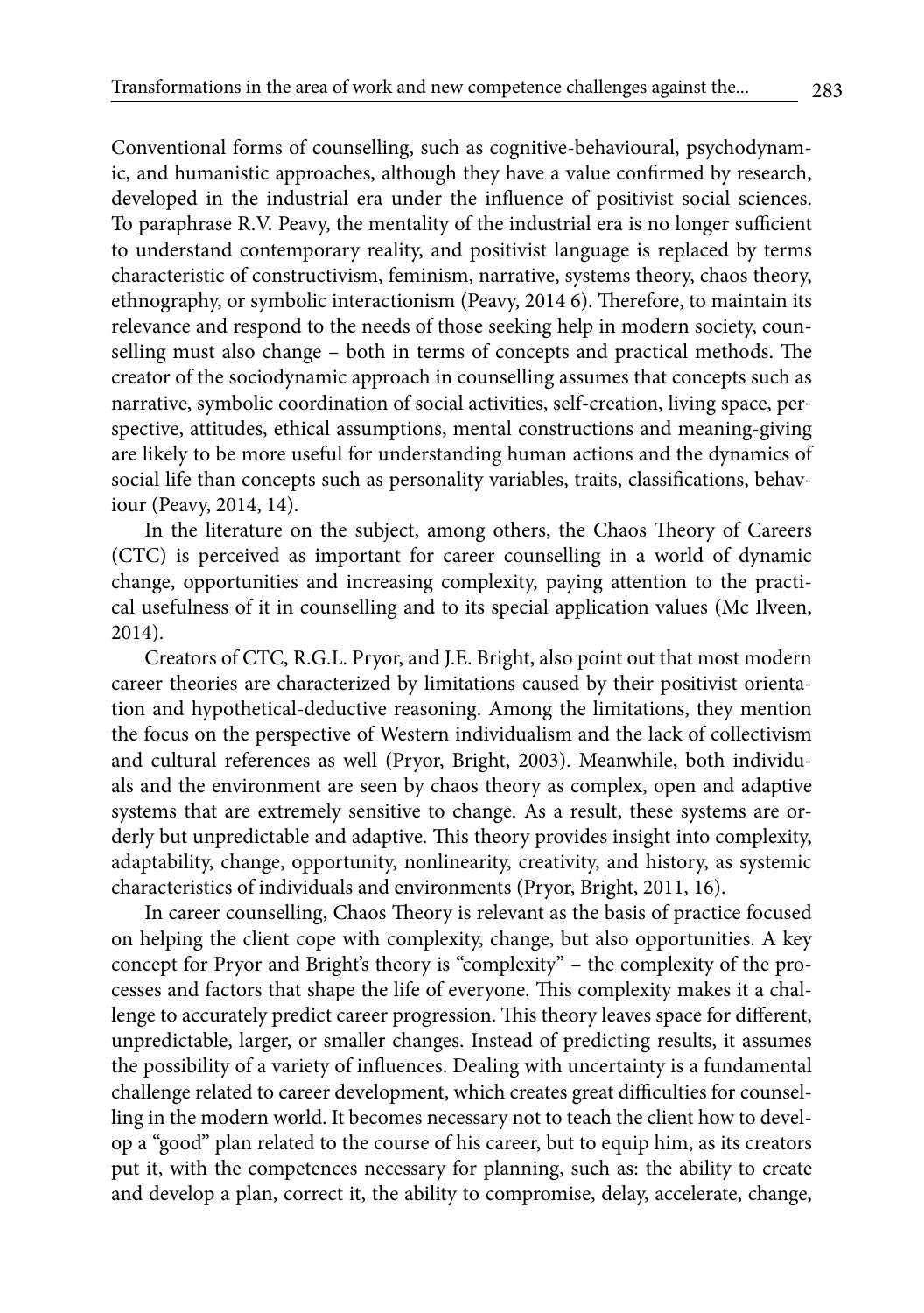Conventional forms of counselling, such as cognitive-behavioural, psychodynamic, and humanistic approaches, although they have a value confirmed by research, developed in the industrial era under the influence of positivist social sciences. To paraphrase R.V. Peavy, the mentality of the industrial era is no longer sufficient to understand contemporary reality, and positivist language is replaced by terms characteristic of constructivism, feminism, narrative, systems theory, chaos theory, ethnography, or symbolic interactionism (Peavy, 2014 6). Therefore, to maintain its relevance and respond to the needs of those seeking help in modern society, counselling must also change – both in terms of concepts and practical methods. The creator of the sociodynamic approach in counselling assumes that concepts such as narrative, symbolic coordination of social activities, self-creation, living space, perspective, attitudes, ethical assumptions, mental constructions and meaning-giving are likely to be more useful for understanding human actions and the dynamics of social life than concepts such as personality variables, traits, classifications, behaviour (Peavy, 2014, 14).

In the literature on the subject, among others, the Chaos Theory of Careers (CTC) is perceived as important for career counselling in a world of dynamic change, opportunities and increasing complexity, paying attention to the practical usefulness of it in counselling and to its special application values (Mc Ilveen, 2014).

Creators of CTC, R.G.L. Pryor, and J.E. Bright, also point out that most modern career theories are characterized by limitations caused by their positivist orientation and hypothetical-deductive reasoning. Among the limitations, they mention the focus on the perspective of Western individualism and the lack of collectivism and cultural references as well (Pryor, Bright, 2003). Meanwhile, both individuals and the environment are seen by chaos theory as complex, open and adaptive systems that are extremely sensitive to change. As a result, these systems are orderly but unpredictable and adaptive. This theory provides insight into complexity, adaptability, change, opportunity, nonlinearity, creativity, and history, as systemic characteristics of individuals and environments (Pryor, Bright, 2011, 16).

In career counselling, Chaos Theory is relevant as the basis of practice focused on helping the client cope with complexity, change, but also opportunities. A key concept for Pryor and Bright's theory is "complexity" – the complexity of the processes and factors that shape the life of everyone. This complexity makes it a challenge to accurately predict career progression. This theory leaves space for different, unpredictable, larger, or smaller changes. Instead of predicting results, it assumes the possibility of a variety of influences. Dealing with uncertainty is a fundamental challenge related to career development, which creates great difficulties for counselling in the modern world. It becomes necessary not to teach the client how to develop a "good" plan related to the course of his career, but to equip him, as its creators put it, with the competences necessary for planning, such as: the ability to create and develop a plan, correct it, the ability to compromise, delay, accelerate, change,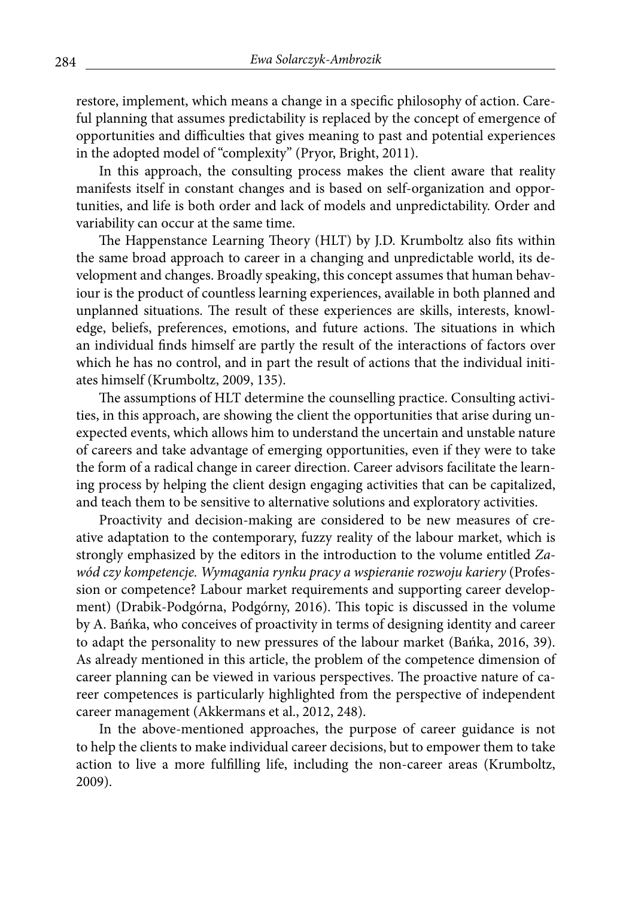restore, implement, which means a change in a specific philosophy of action. Careful planning that assumes predictability is replaced by the concept of emergence of opportunities and difficulties that gives meaning to past and potential experiences in the adopted model of "complexity" (Pryor, Bright, 2011).

In this approach, the consulting process makes the client aware that reality manifests itself in constant changes and is based on self-organization and opportunities, and life is both order and lack of models and unpredictability. Order and variability can occur at the same time.

The Happenstance Learning Theory (HLT) by J.D. Krumboltz also fits within the same broad approach to career in a changing and unpredictable world, its development and changes. Broadly speaking, this concept assumes that human behaviour is the product of countless learning experiences, available in both planned and unplanned situations. The result of these experiences are skills, interests, knowledge, beliefs, preferences, emotions, and future actions. The situations in which an individual finds himself are partly the result of the interactions of factors over which he has no control, and in part the result of actions that the individual initiates himself (Krumboltz, 2009, 135).

The assumptions of HLT determine the counselling practice. Consulting activities, in this approach, are showing the client the opportunities that arise during unexpected events, which allows him to understand the uncertain and unstable nature of careers and take advantage of emerging opportunities, even if they were to take the form of a radical change in career direction. Career advisors facilitate the learning process by helping the client design engaging activities that can be capitalized, and teach them to be sensitive to alternative solutions and exploratory activities.

Proactivity and decision-making are considered to be new measures of creative adaptation to the contemporary, fuzzy reality of the labour market, which is strongly emphasized by the editors in the introduction to the volume entitled *Zawód czy kompetencje. Wymagania rynku pracy a wspieranie rozwoju kariery* (Profession or competence? Labour market requirements and supporting career development) (Drabik-Podgórna, Podgórny, 2016). This topic is discussed in the volume by A. Bańka, who conceives of proactivity in terms of designing identity and career to adapt the personality to new pressures of the labour market (Bańka, 2016, 39). As already mentioned in this article, the problem of the competence dimension of career planning can be viewed in various perspectives. The proactive nature of career competences is particularly highlighted from the perspective of independent career management (Akkermans et al., 2012, 248).

In the above-mentioned approaches, the purpose of career guidance is not to help the clients to make individual career decisions, but to empower them to take action to live a more fulfilling life, including the non-career areas (Krumboltz, 2009).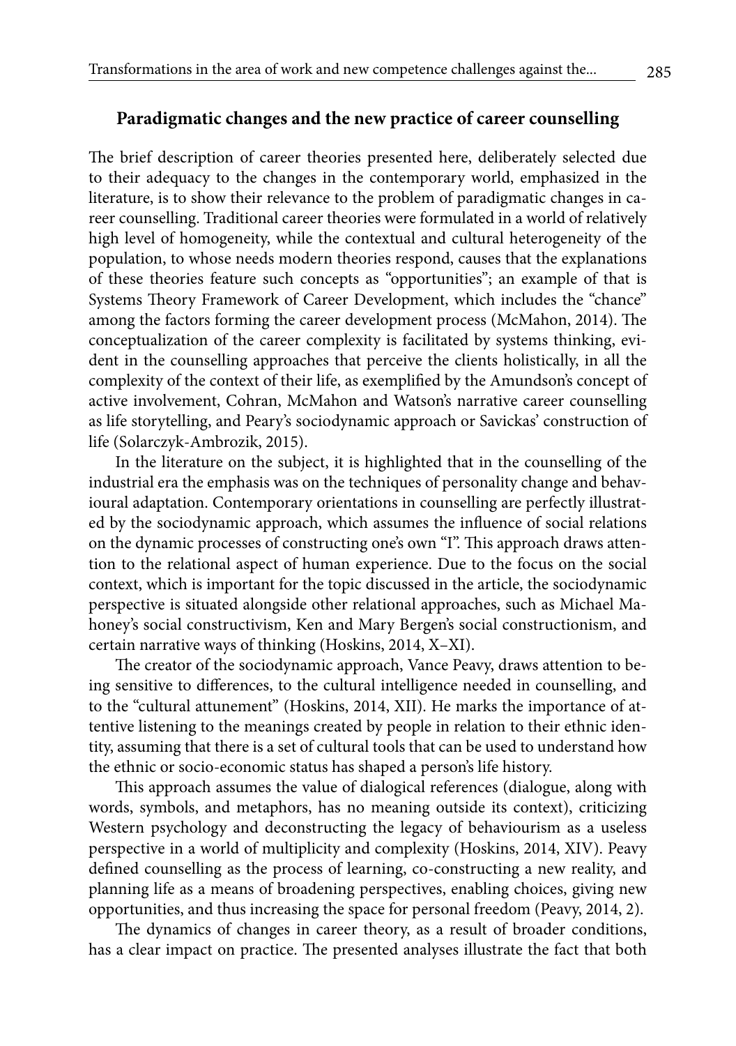## Paradigmatic changes and the new practice of career counselling

The brief description of career theories presented here, deliberately selected due to their adequacy to the changes in the contemporary world, emphasized in the literature, is to show their relevance to the problem of paradigmatic changes in career counselling. Traditional career theories were formulated in a world of relatively high level of homogeneity, while the contextual and cultural heterogeneity of the population, to whose needs modern theories respond, causes that the explanations of these theories feature such concepts as "opportunities"; an example of that is Systems Theory Framework of Career Development, which includes the "chance" among the factors forming the career development process (McMahon, 2014). The conceptualization of the career complexity is facilitated by systems thinking, evident in the counselling approaches that perceive the clients holistically, in all the complexity of the context of their life, as exemplified by the Amundson's concept of active involvement, Cohran, McMahon and Watson's narrative career counselling as life storytelling, and Peary's sociodynamic approach or Savickas' construction of life (Solarczyk-Ambrozik, 2015).

In the literature on the subject, it is highlighted that in the counselling of the industrial era the emphasis was on the techniques of personality change and behavioural adaptation. Contemporary orientations in counselling are perfectly illustrated by the sociodynamic approach, which assumes the influence of social relations on the dynamic processes of constructing one's own "I". This approach draws attention to the relational aspect of human experience. Due to the focus on the social context, which is important for the topic discussed in the article, the sociodynamic perspective is situated alongside other relational approaches, such as Michael Mahoney's social constructivism, Ken and Mary Bergen's social constructionism, and certain narrative ways of thinking (Hoskins, 2014, X–XI).

The creator of the sociodynamic approach, Vance Peavy, draws attention to being sensitive to differences, to the cultural intelligence needed in counselling, and to the "cultural attunement" (Hoskins, 2014, XII). He marks the importance of attentive listening to the meanings created by people in relation to their ethnic identity, assuming that there is a set of cultural tools that can be used to understand how the ethnic or socio-economic status has shaped a person's life history.

This approach assumes the value of dialogical references (dialogue, along with words, symbols, and metaphors, has no meaning outside its context), criticizing Western psychology and deconstructing the legacy of behaviourism as a useless perspective in a world of multiplicity and complexity (Hoskins, 2014, XIV). Peavy defined counselling as the process of learning, co-constructing a new reality, and planning life as a means of broadening perspectives, enabling choices, giving new opportunities, and thus increasing the space for personal freedom (Peavy, 2014, 2).

The dynamics of changes in career theory, as a result of broader conditions, has a clear impact on practice. The presented analyses illustrate the fact that both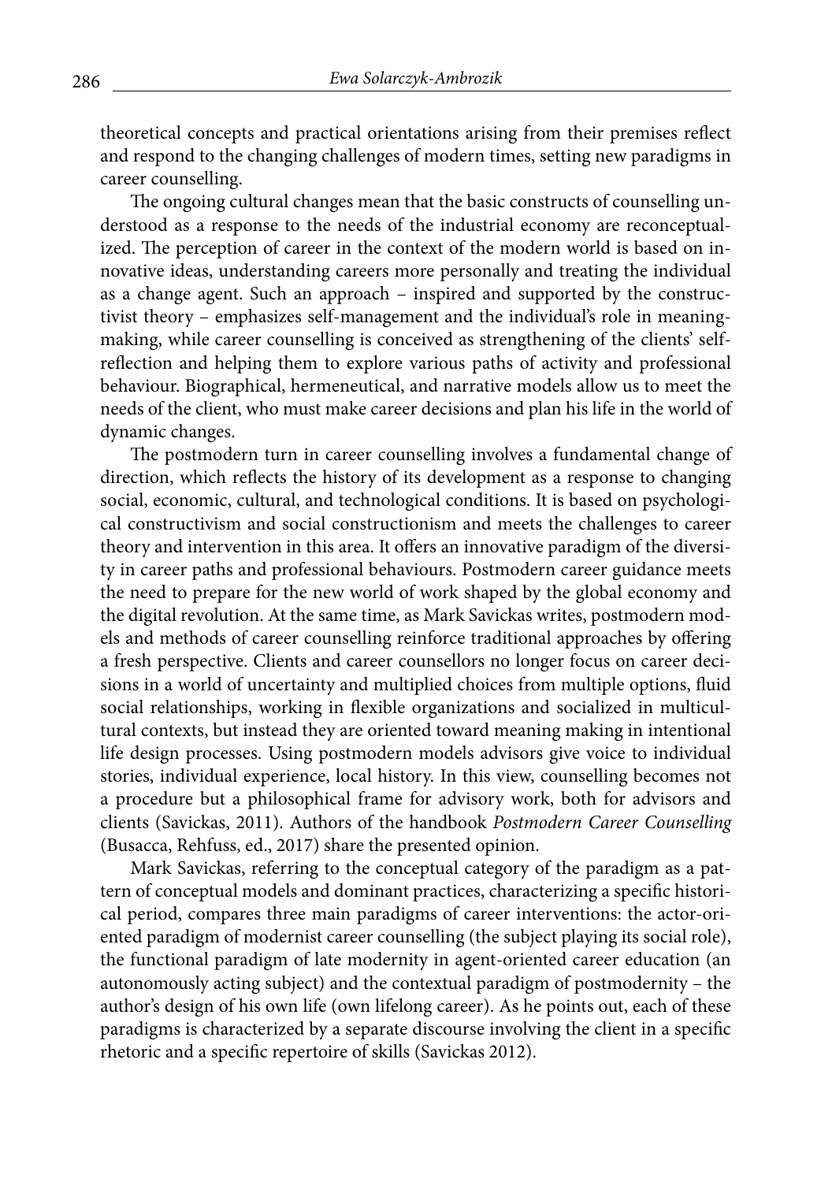theoretical concepts and practical orientations arising from their premises reflect and respond to the changing challenges of modern times, setting new paradigms in career counselling.

The ongoing cultural changes mean that the basic constructs of counselling understood as a response to the needs of the industrial economy are reconceptualized. The perception of career in the context of the modern world is based on innovative ideas, understanding careers more personally and treating the individual as a change agent. Such an approach – inspired and supported by the constructivist theory – emphasizes self-management and the individual's role in meaning-making, while career counselling is conceived as strengthening of the clients' self-reflection and helping them to explore various paths of activity and professional behaviour. Biographical, hermeneutical, and narrative models allow us to meet the needs of the client, who must make career decisions and plan his life in the world of dynamic changes.

The postmodern turn in career counselling involves a fundamental change of direction, which reflects the history of its development as a response to changing social, economic, cultural, and technological conditions. It is based on psychological constructivism and social constructionism and meets the challenges to career theory and intervention in this area. It offers an innovative paradigm of the diversity in career paths and professional behaviours. Postmodern career guidance meets the need to prepare for the new world of work shaped by the global economy and the digital revolution. At the same time, as Mark Savickas writes, postmodern models and methods of career counselling reinforce traditional approaches by offering a fresh perspective. Clients and career counsellors no longer focus on career decisions in a world of uncertainty and multiplied choices from multiple options, fluid social relationships, working in flexible organizations and socialized in multicultural contexts, but instead they are oriented toward meaning making in intentional life design processes. Using postmodern models advisors give voice to individual stories, individual experience, local history. In this view, counselling becomes not a procedure but a philosophical frame for advisory work, both for advisors and clients (Savickas, 2011). Authors of the handbook *Postmodern Career Counselling* (Busacca, Rehfuss, ed., 2017) share the presented opinion.

Mark Savickas, referring to the conceptual category of the paradigm as a pattern of conceptual models and dominant practices, characterizing a specific historical period, compares three main paradigms of career interventions: the actor-oriented paradigm of modernist career counselling (the subject playing its social role), the functional paradigm of late modernity in agent-oriented career education (an autonomously acting subject) and the contextual paradigm of postmodernity – the author's design of his own life (own lifelong career). As he points out, each of these paradigms is characterized by a separate discourse involving the client in a specific rhetoric and a specific repertoire of skills (Savickas 2012).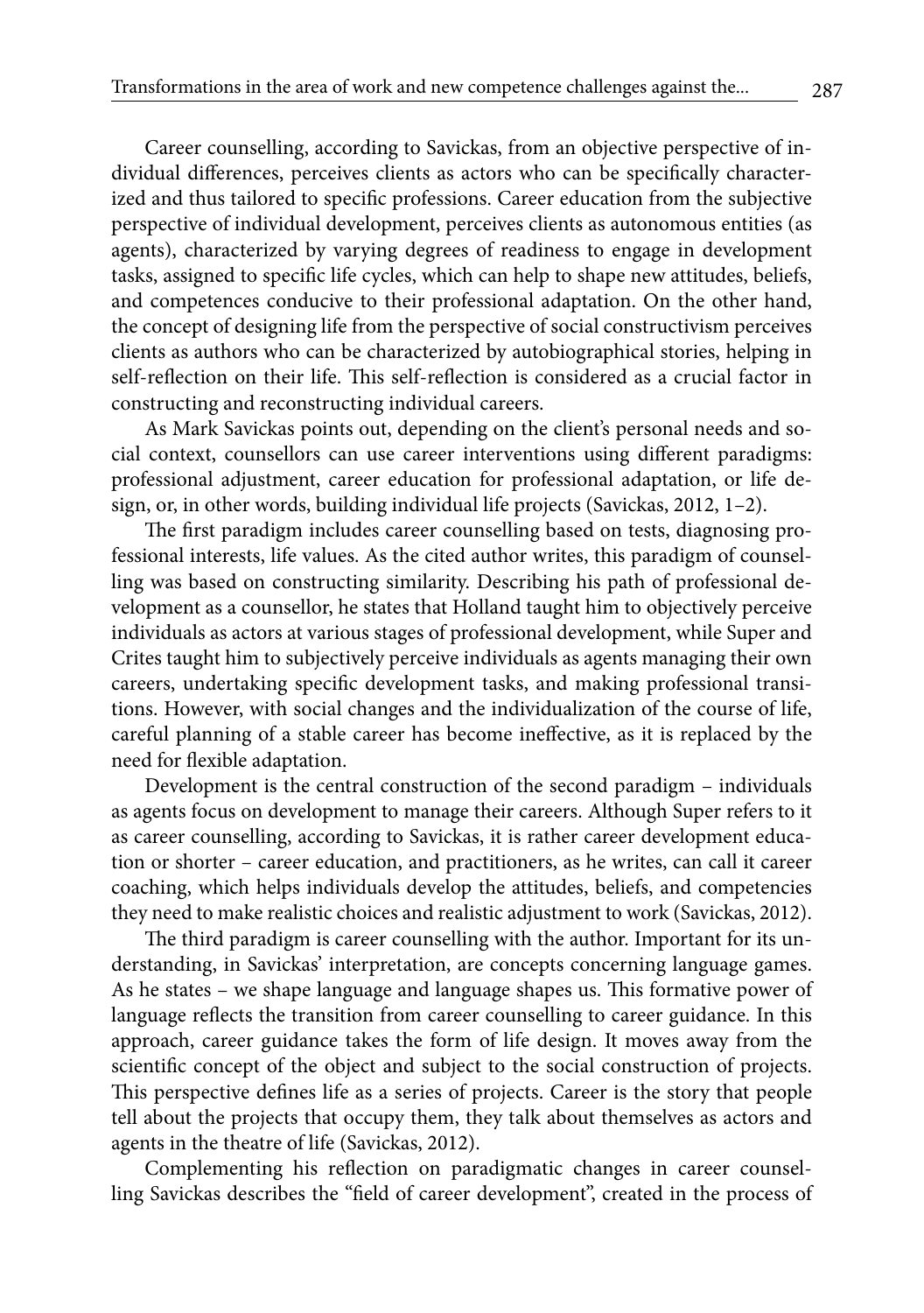Career counselling, according to Savickas, from an objective perspective of individual differences, perceives clients as actors who can be specifically characterized and thus tailored to specific professions. Career education from the subjective perspective of individual development, perceives clients as autonomous entities (as agents), characterized by varying degrees of readiness to engage in development tasks, assigned to specific life cycles, which can help to shape new attitudes, beliefs, and competences conducive to their professional adaptation. On the other hand, the concept of designing life from the perspective of social constructivism perceives clients as authors who can be characterized by autobiographical stories, helping in self-reflection on their life. This self-reflection is considered as a crucial factor in constructing and reconstructing individual careers.

As Mark Savickas points out, depending on the client's personal needs and social context, counsellors can use career interventions using different paradigms: professional adjustment, career education for professional adaptation, or life design, or, in other words, building individual life projects (Savickas, 2012, 1–2).

The first paradigm includes career counselling based on tests, diagnosing professional interests, life values. As the cited author writes, this paradigm of counselling was based on constructing similarity. Describing his path of professional development as a counsellor, he states that Holland taught him to objectively perceive individuals as actors at various stages of professional development, while Super and Crites taught him to subjectively perceive individuals as agents managing their own careers, undertaking specific development tasks, and making professional transitions. However, with social changes and the individualization of the course of life, careful planning of a stable career has become ineffective, as it is replaced by the need for flexible adaptation.

Development is the central construction of the second paradigm – individuals as agents focus on development to manage their careers. Although Super refers to it as career counselling, according to Savickas, it is rather career development education or shorter – career education, and practitioners, as he writes, can call it career coaching, which helps individuals develop the attitudes, beliefs, and competencies they need to make realistic choices and realistic adjustment to work (Savickas, 2012).

The third paradigm is career counselling with the author. Important for its understanding, in Savickas' interpretation, are concepts concerning language games. As he states – we shape language and language shapes us. This formative power of language reflects the transition from career counselling to career guidance. In this approach, career guidance takes the form of life design. It moves away from the scientific concept of the object and subject to the social construction of projects. This perspective defines life as a series of projects. Career is the story that people tell about the projects that occupy them, they talk about themselves as actors and agents in the theatre of life (Savickas, 2012).

Complementing his reflection on paradigmatic changes in career counselling Savickas describes the "field of career development", created in the process of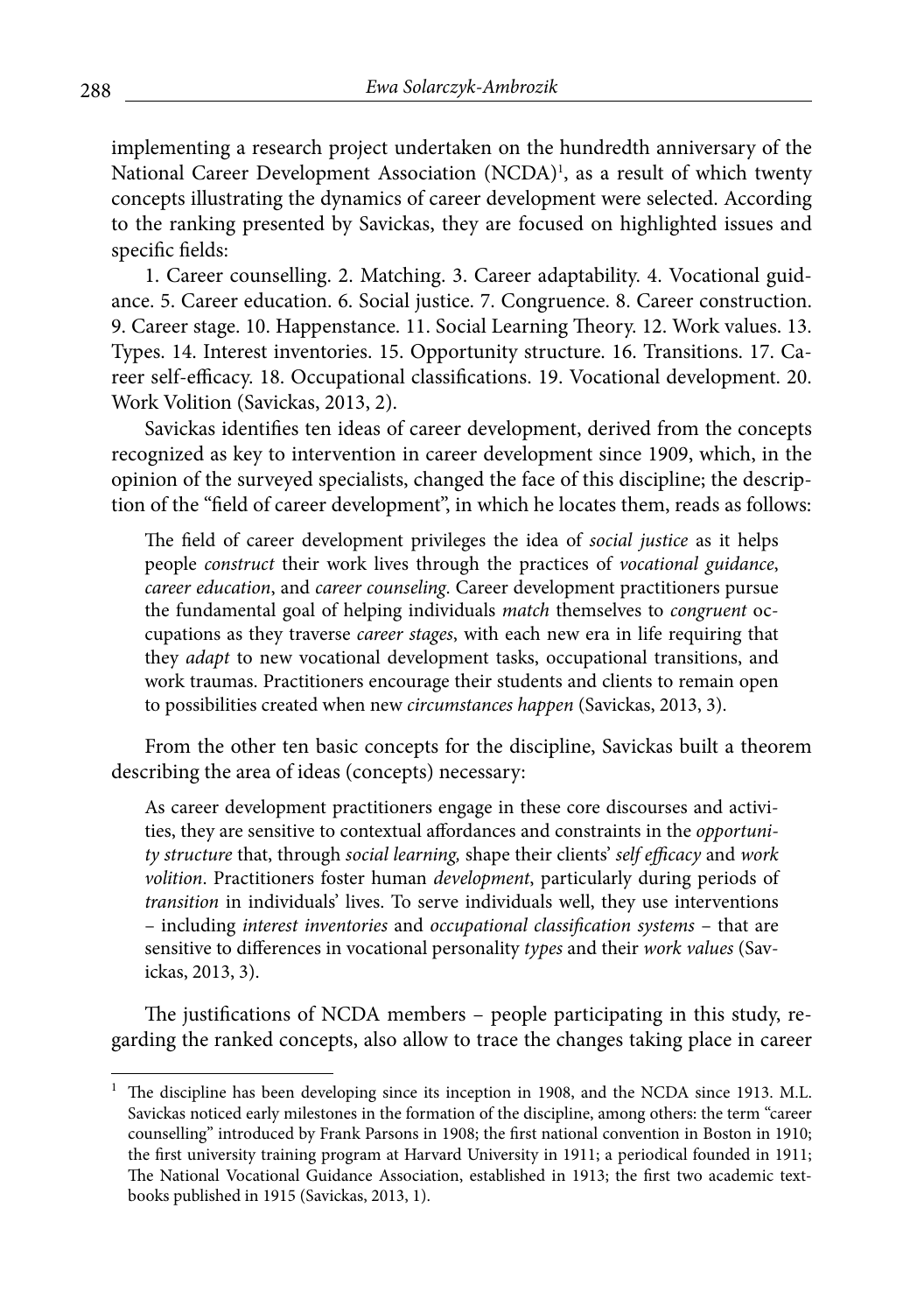implementing a research project undertaken on the hundredth anniversary of the National Career Development Association (NCDA)[1], as a result of which twenty concepts illustrating the dynamics of career development were selected. According to the ranking presented by Savickas, they are focused on highlighted issues and specific fields:

1. Career counselling. 2. Matching. 3. Career adaptability. 4. Vocational guidance. 5. Career education. 6. Social justice. 7. Congruence. 8. Career construction. 9. Career stage. 10. Happenstance. 11. Social Learning Theory. 12. Work values. 13. Types. 14. Interest inventories. 15. Opportunity structure. 16. Transitions. 17. Career self-efficacy. 18. Occupational classifications. 19. Vocational development. 20. Work Volition (Savickas, 2013, 2).

Savickas identifies ten ideas of career development, derived from the concepts recognized as key to intervention in career development since 1909, which, in the opinion of the surveyed specialists, changed the face of this discipline; the description of the "field of career development", in which he locates them, reads as follows:

> The field of career development privileges the idea of *social justice* as it helps people *construct* their work lives through the practices of *vocational guidance*, *career education*, and *career counseling*. Career development practitioners pursue the fundamental goal of helping individuals *match* themselves to *congruent* occupations as they traverse *career stages*, with each new era in life requiring that they *adapt* to new vocational development tasks, occupational transitions, and work traumas. Practitioners encourage their students and clients to remain open to possibilities created when new *circumstances happen* (Savickas, 2013, 3).

From the other ten basic concepts for the discipline, Savickas built a theorem describing the area of ideas (concepts) necessary:

> As career development practitioners engage in these core discourses and activities, they are sensitive to contextual affordances and constraints in the *opportunity structure* that, through *social learning,* shape their clients' *self efficacy* and *work volition*. Practitioners foster human *development*, particularly during periods of *transition* in individuals' lives. To serve individuals well, they use interventions – including *interest inventories* and *occupational classification systems* – that are sensitive to differences in vocational personality *types* and their *work values* (Savickas, 2013, 3).

The justifications of NCDA members – people participating in this study, regarding the ranked concepts, also allow to trace the changes taking place in career

---

[1] The discipline has been developing since its inception in 1908, and the NCDA since 1913. M.L. Savickas noticed early milestones in the formation of the discipline, among others: the term "career counselling" introduced by Frank Parsons in 1908; the first national convention in Boston in 1910; the first university training program at Harvard University in 1911; a periodical founded in 1911; The National Vocational Guidance Association, established in 1913; the first two academic textbooks published in 1915 (Savickas, 2013, 1).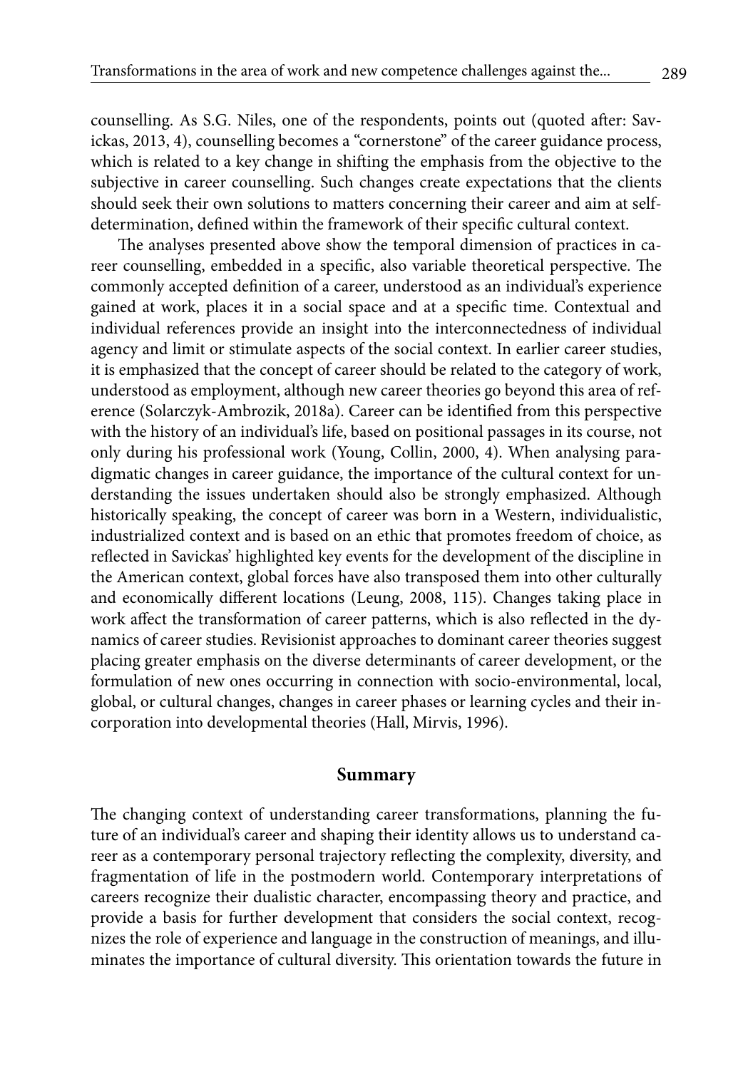counselling. As S.G. Niles, one of the respondents, points out (quoted after: Savickas, 2013, 4), counselling becomes a "cornerstone" of the career guidance process, which is related to a key change in shifting the emphasis from the objective to the subjective in career counselling. Such changes create expectations that the clients should seek their own solutions to matters concerning their career and aim at self-determination, defined within the framework of their specific cultural context.

The analyses presented above show the temporal dimension of practices in career counselling, embedded in a specific, also variable theoretical perspective. The commonly accepted definition of a career, understood as an individual's experience gained at work, places it in a social space and at a specific time. Contextual and individual references provide an insight into the interconnectedness of individual agency and limit or stimulate aspects of the social context. In earlier career studies, it is emphasized that the concept of career should be related to the category of work, understood as employment, although new career theories go beyond this area of reference (Solarczyk-Ambrozik, 2018a). Career can be identified from this perspective with the history of an individual's life, based on positional passages in its course, not only during his professional work (Young, Collin, 2000, 4). When analysing paradigmatic changes in career guidance, the importance of the cultural context for understanding the issues undertaken should also be strongly emphasized. Although historically speaking, the concept of career was born in a Western, individualistic, industrialized context and is based on an ethic that promotes freedom of choice, as reflected in Savickas' highlighted key events for the development of the discipline in the American context, global forces have also transposed them into other culturally and economically different locations (Leung, 2008, 115). Changes taking place in work affect the transformation of career patterns, which is also reflected in the dynamics of career studies. Revisionist approaches to dominant career theories suggest placing greater emphasis on the diverse determinants of career development, or the formulation of new ones occurring in connection with socio-environmental, local, global, or cultural changes, changes in career phases or learning cycles and their incorporation into developmental theories (Hall, Mirvis, 1996).

## Summary

The changing context of understanding career transformations, planning the future of an individual's career and shaping their identity allows us to understand career as a contemporary personal trajectory reflecting the complexity, diversity, and fragmentation of life in the postmodern world. Contemporary interpretations of careers recognize their dualistic character, encompassing theory and practice, and provide a basis for further development that considers the social context, recognizes the role of experience and language in the construction of meanings, and illuminates the importance of cultural diversity. This orientation towards the future in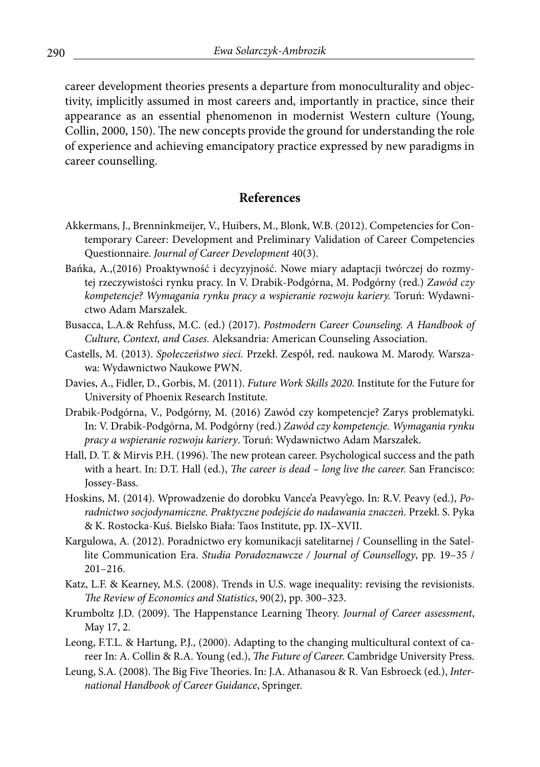career development theories presents a departure from monoculturality and objectivity, implicitly assumed in most careers and, importantly in practice, since their appearance as an essential phenomenon in modernist Western culture (Young, Collin, 2000, 150). The new concepts provide the ground for understanding the role of experience and achieving emancipatory practice expressed by new paradigms in career counselling.

## References

Akkermans, J., Brenninkmeijer, V., Huibers, M., Blonk, W.B. (2012). Competencies for Contemporary Career: Development and Preliminary Validation of Career Competencies Questionnaire. *Journal of Career Development* 40(3).

Bańka, A.,(2016) Proaktywność i decyzyjność. Nowe miary adaptacji twórczej do rozmytej rzeczywistości rynku pracy. In V. Drabik-Podgórna, M. Podgórny (red.) *Zawód czy kompetencje? Wymagania rynku pracy a wspieranie rozwoju kariery.* Toruń: Wydawnictwo Adam Marszałek.

Busacca, L.A.& Rehfuss, M.C. (ed.) (2017). *Postmodern Career Counseling. A Handbook of Culture, Context, and Cases.* Aleksandria: American Counseling Association.

Castells, M. (2013). *Społeczeństwo sieci.* Przekł. Zespół, red. naukowa M. Marody. Warszawa: Wydawnictwo Naukowe PWN.

Davies, A., Fidler, D., Gorbis, M. (2011). *Future Work Skills 2020.* Institute for the Future for University of Phoenix Research Institute.

Drabik-Podgórna, V., Podgórny, M. (2016) Zawód czy kompetencje? Zarys problematyki. In: V. Drabik-Podgórna, M. Podgórny (red.) *Zawód czy kompetencje. Wymagania rynku pracy a wspieranie rozwoju kariery*. Toruń: Wydawnictwo Adam Marszałek.

Hall, D. T. & Mirvis P.H. (1996). The new protean career. Psychological success and the path with a heart. In: D.T. Hall (ed.), *The career is dead – long live the career.* San Francisco: Jossey-Bass.

Hoskins, M. (2014). Wprowadzenie do dorobku Vance'a Peavy'ego. In: R.V. Peavy (ed.), *Poradnictwo socjodynamiczne. Praktyczne podejście do nadawania znaczeń.* Przekł. S. Pyka & K. Rostocka-Kuś. Bielsko Biała: Taos Institute, pp. IX–XVII.

Kargulowa, A. (2012). Poradnictwo ery komunikacji satelitarnej / Counselling in the Satellite Communication Era. *Studia Poradoznawcze / Journal of Counsellogy*, pp. 19–35 / 201–216.

Katz, L.F. & Kearney, M.S. (2008). Trends in U.S. wage inequality: revising the revisionists. *The Review of Economics and Statistics*, 90(2), pp. 300–323.

Krumboltz J.D. (2009). The Happenstance Learning Theory. *Journal of Career assessment*, May 17, 2.

Leong, F.T.L. & Hartung, P.J., (2000). Adapting to the changing multicultural context of career In: A. Collin & R.A. Young (ed.), *The Future of Career.* Cambridge University Press.

Leung, S.A. (2008). The Big Five Theories. In: J.A. Athanasou & R. Van Esbroeck (ed.), *International Handbook of Career Guidance*, Springer.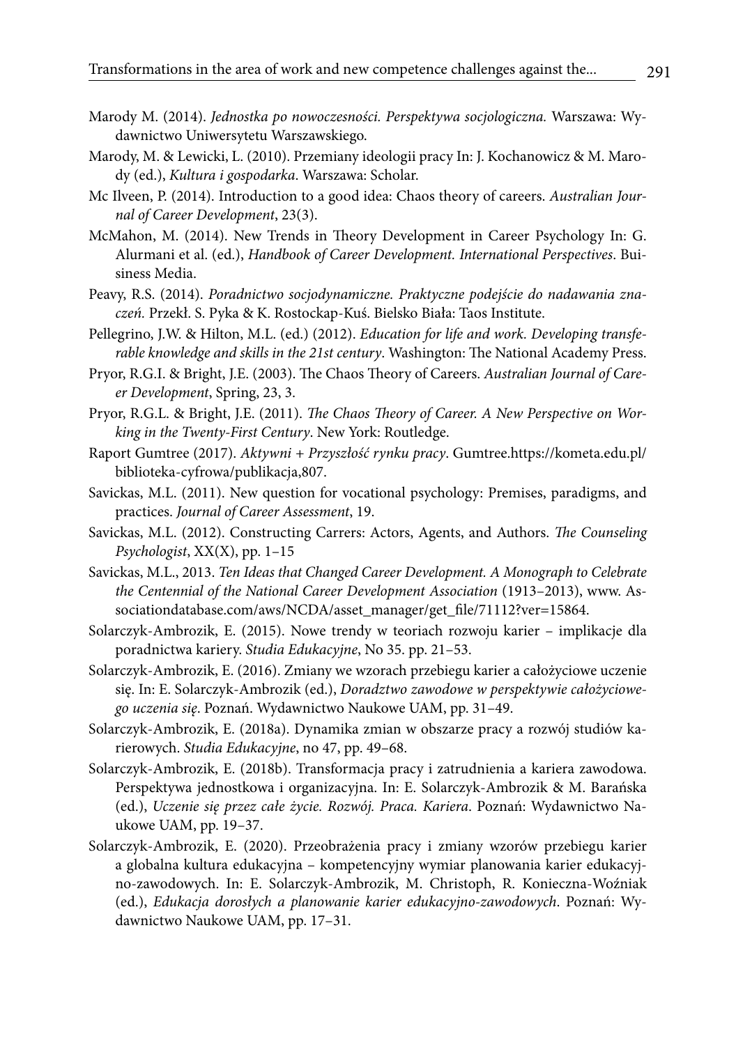Marody M. (2014). *Jednostka po nowoczesności. Perspektywa socjologiczna.* Warszawa: Wydawnictwo Uniwersytetu Warszawskiego.

Marody, M. & Lewicki, L. (2010). Przemiany ideologii pracy In: J. Kochanowicz & M. Marody (ed.), *Kultura i gospodarka*. Warszawa: Scholar.

Mc Ilveen, P. (2014). Introduction to a good idea: Chaos theory of careers. *Australian Journal of Career Development*, 23(3).

McMahon, M. (2014). New Trends in Theory Development in Career Psychology In: G. Alurmani et al. (ed.), *Handbook of Career Development. International Perspectives*. Buisiness Media.

Peavy, R.S. (2014). *Poradnictwo socjodynamiczne. Praktyczne podejście do nadawania znaczeń.* Przekł. S. Pyka & K. Rostockap-Kuś. Bielsko Biała: Taos Institute.

Pellegrino, J.W. & Hilton, M.L. (ed.) (2012). *Education for life and work. Developing transferable knowledge and skills in the 21st century*. Washington: The National Academy Press.

Pryor, R.G.I. & Bright, J.E. (2003). The Chaos Theory of Careers. *Australian Journal of Career Development*, Spring, 23, 3.

Pryor, R.G.L. & Bright, J.E. (2011). *The Chaos Theory of Career. A New Perspective on Working in the Twenty-First Century*. New York: Routledge.

Raport Gumtree (2017). *Aktywni + Przyszłość rynku pracy*. Gumtree.https://kometa.edu.pl/biblioteka-cyfrowa/publikacja,807.

Savickas, M.L. (2011). New question for vocational psychology: Premises, paradigms, and practices. *Journal of Career Assessment*, 19.

Savickas, M.L. (2012). Constructing Carrers: Actors, Agents, and Authors. *The Counseling Psychologist*, XX(X), pp. 1–15

Savickas, M.L., 2013. *Ten Ideas that Changed Career Development. A Monograph to Celebrate the Centennial of the National Career Development Association* (1913–2013), www. Assocjationdatabase.com/aws/NCDA/asset_manager/get_file/71112?ver=15864.

Solarczyk-Ambrozik, E. (2015). Nowe trendy w teoriach rozwoju karier – implikacje dla poradnictwa kariery. *Studia Edukacyjne*, No 35. pp. 21–53.

Solarczyk-Ambrozik, E. (2016). Zmiany we wzorach przebiegu karier a całożyciowe uczenie się. In: E. Solarczyk-Ambrozik (ed.), *Doradztwo zawodowe w perspektywie całożyciowego uczenia się*. Poznań. Wydawnictwo Naukowe UAM, pp. 31–49.

Solarczyk-Ambrozik, E. (2018a). Dynamika zmian w obszarze pracy a rozwój studiów karierowych. *Studia Edukacyjne*, no 47, pp. 49–68.

Solarczyk-Ambrozik, E. (2018b). Transformacja pracy i zatrudnienia a kariera zawodowa. Perspektywa jednostkowa i organizacyjna. In: E. Solarczyk-Ambrozik & M. Barańska (ed.), *Uczenie się przez całe życie. Rozwój. Praca. Kariera*. Poznań: Wydawnictwo Naukowe UAM, pp. 19–37.

Solarczyk-Ambrozik, E. (2020). Przeobrażenia pracy i zmiany wzorów przebiegu karier a globalna kultura edukacyjna – kompetencyjny wymiar planowania karier edukacyjno-zawodowych. In: E. Solarczyk-Ambrozik, M. Christoph, R. Konieczna-Woźniak (ed.), *Edukacja dorosłych a planowanie karier edukacyjno-zawodowych*. Poznań: Wydawnictwo Naukowe UAM, pp. 17–31.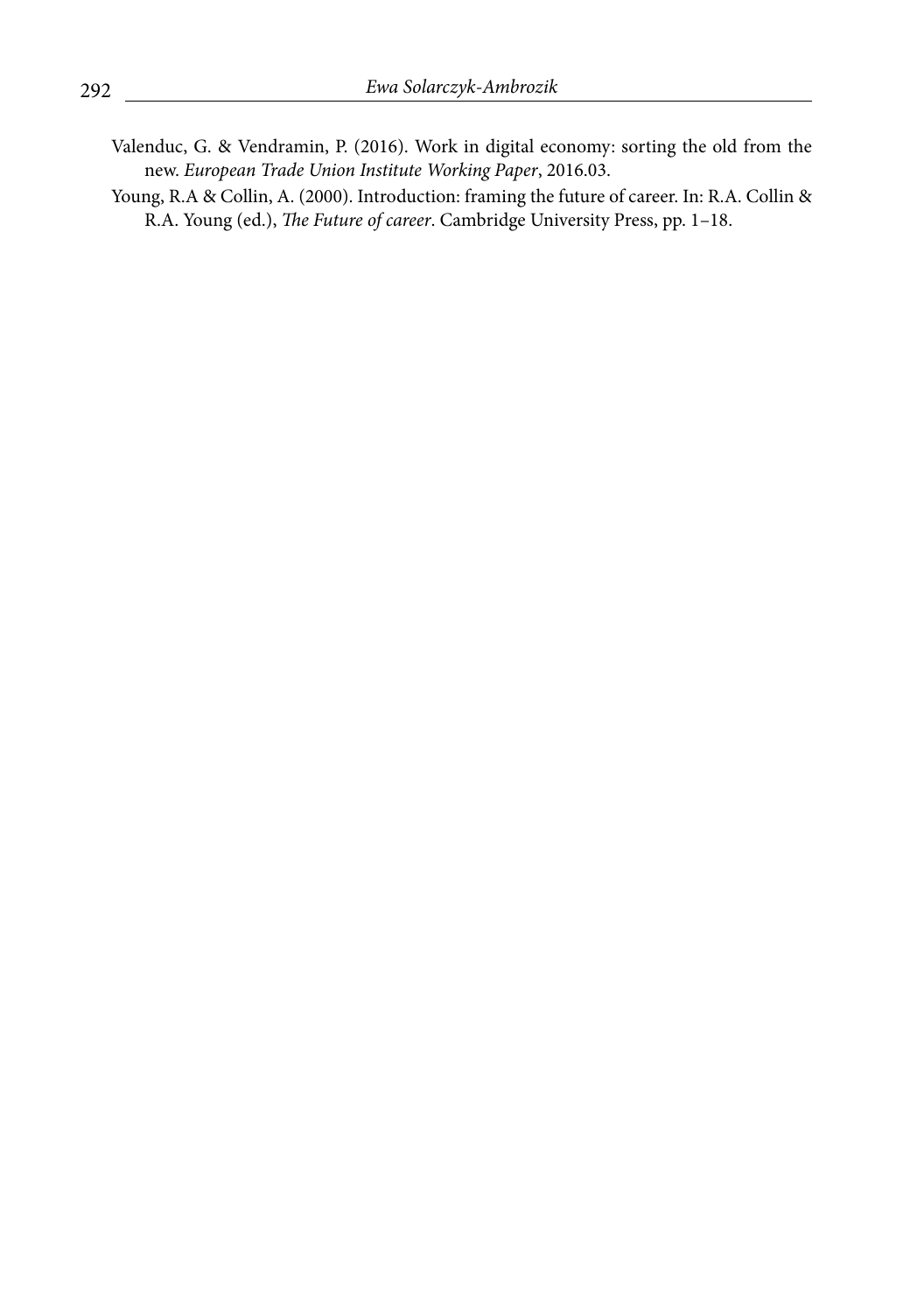Valenduc, G. & Vendramin, P. (2016). Work in digital economy: sorting the old from the new. *European Trade Union Institute Working Paper*, 2016.03.

Young, R.A & Collin, A. (2000). Introduction: framing the future of career. In: R.A. Collin & R.A. Young (ed.), *The Future of career*. Cambridge University Press, pp. 1–18.